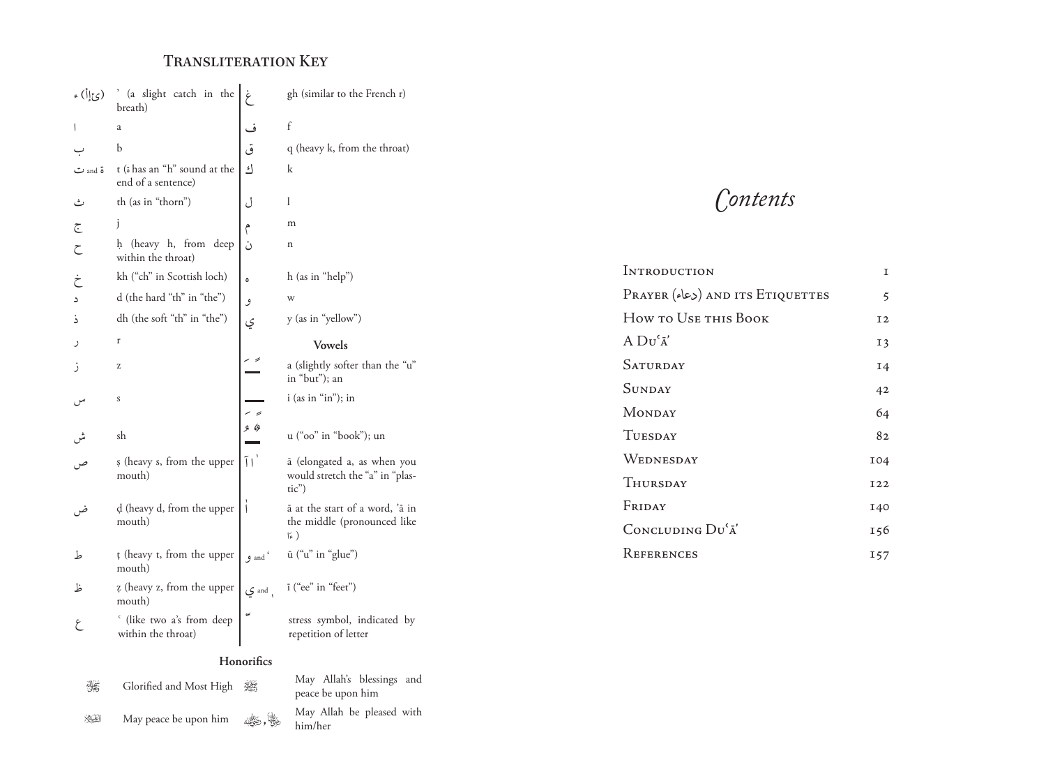## Transliteration Key

| | | | |
|---|---|---|---|
| ء (ىئإأ) | ʾ (a slight catch in the breath) | غ | gh (similar to the French r) |
| ا | a | ف | f |
| ب | b | ق | q (heavy k, from the throat) |
| ت and ة | t (ة has an "h" sound at the end of a sentence) | ك | k |
| ث | th (as in "thorn") | ل | l |
| ج | j | م | m |
| ح | ḥ (heavy h, from deep within the throat) | ن | n |
| خ | kh ("ch" in Scottish loch) | ه | h (as in "help") |
| د | d (the hard "th" in "the") | و | w |
| ذ | dh (the soft "th" in "the") | ي | y (as in "yellow") |
| ر | r | | **Vowels** |
| ز | z | ـَ ـً | a (slightly softer than the "u" in "but"); an |
| س | s | ـِ ـٍ | i (as in "in"); in |
| ش | sh | ـُ ـٌ | u ("oo" in "book"); un |
| ص | ṣ (heavy s, from the upper mouth) | ا آ ٰ | ā (elongated a, as when you would stretch the "a" in "plastic") |
| ض | ḍ (heavy d, from the upper mouth) | أ | ā at the start of a word, ʾā in the middle (pronounced like ءَا) |
| ط | ṭ (heavy t, from the upper mouth) | و and ُ | ū ("u" in "glue") |
| ظ | ẓ (heavy z, from the upper mouth) | ي and ِ | ī ("ee" in "feet") |
| ع | ʿ (like two a's from deep within the throat) | ّ | stress symbol, indicated by repetition of letter |

**Honorifics**

| | | | |
|---|---|---|---|
| ﷻ | Glorified and Most High | ﷺ | May Allah's blessings and peace be upon him |
| عليه السلام | May peace be upon him | رضي الله عنه، رضي الله عنها | May Allah be pleased with him/her |

# *Contents*

| | |
|---|---|
| Introduction | 1 |
| Prayer (دعاء) and its Etiquettes | 5 |
| How to Use this Book | 12 |
| A Duʿāʾ | 13 |
| Saturday | 14 |
| Sunday | 42 |
| Monday | 64 |
| Tuesday | 82 |
| Wednesday | 104 |
| Thursday | 122 |
| Friday | 140 |
| Concluding Duʿāʾ | 156 |
| References | 157 |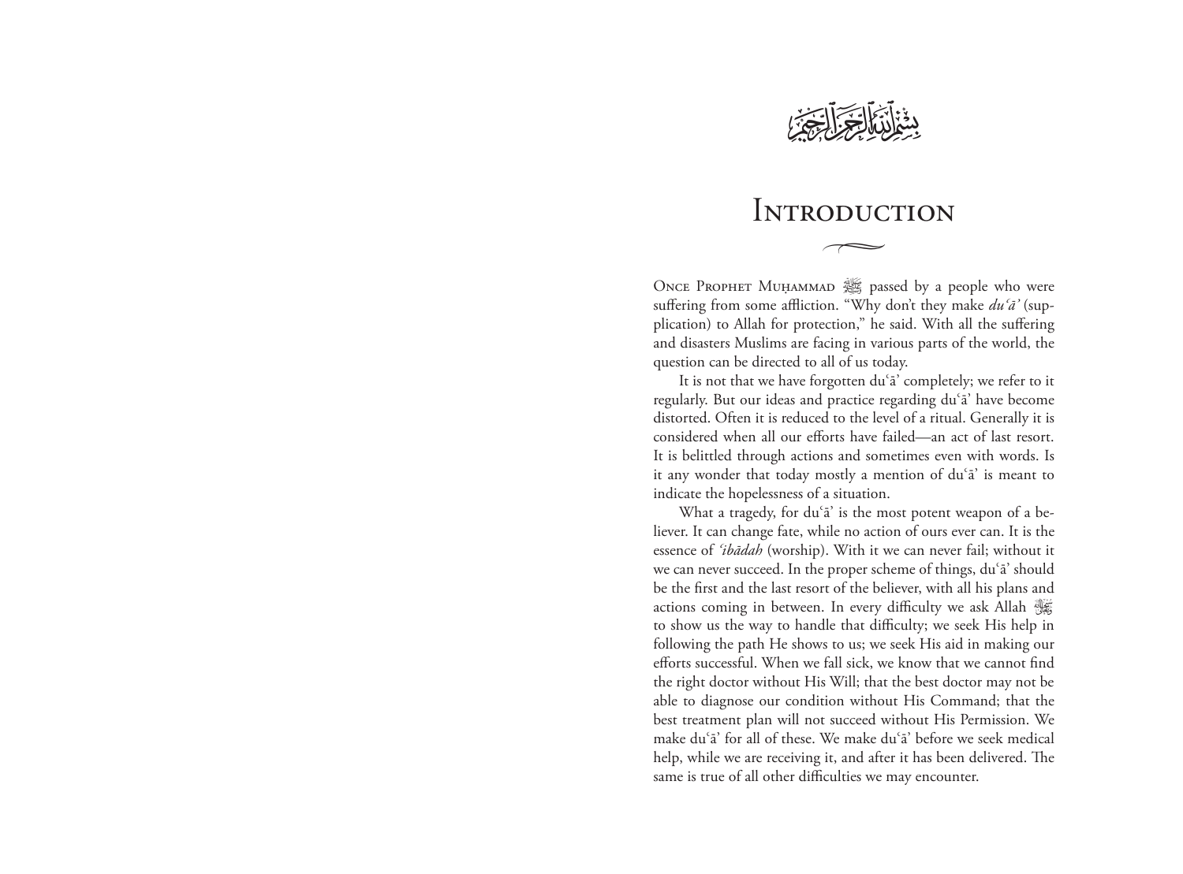بسم الله الرحمن الرحيم

# Introduction

Once Prophet Muḥammad ﷺ passed by a people who were suffering from some affliction. "Why don't they make *du'ā'* (supplication) to Allah for protection," he said. With all the suffering and disasters Muslims are facing in various parts of the world, the question can be directed to all of us today.

It is not that we have forgotten du'ā' completely; we refer to it regularly. But our ideas and practice regarding du'ā' have become distorted. Often it is reduced to the level of a ritual. Generally it is considered when all our efforts have failed—an act of last resort. It is belittled through actions and sometimes even with words. Is it any wonder that today mostly a mention of du'ā' is meant to indicate the hopelessness of a situation.

What a tragedy, for du'ā' is the most potent weapon of a believer. It can change fate, while no action of ours ever can. It is the essence of *'ibādah* (worship). With it we can never fail; without it we can never succeed. In the proper scheme of things, du'ā' should be the first and the last resort of the believer, with all his plans and actions coming in between. In every difficulty we ask Allah ﷻ to show us the way to handle that difficulty; we seek His help in following the path He shows to us; we seek His aid in making our efforts successful. When we fall sick, we know that we cannot find the right doctor without His Will; that the best doctor may not be able to diagnose our condition without His Command; that the best treatment plan will not succeed without His Permission. We make du'ā' for all of these. We make du'ā' before we seek medical help, while we are receiving it, and after it has been delivered. The same is true of all other difficulties we may encounter.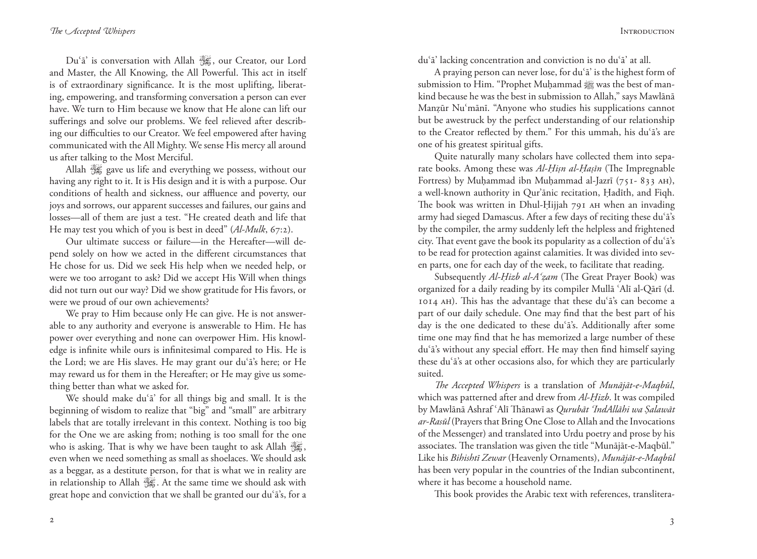Duʿā' is conversation with Allah ﷻ, our Creator, our Lord and Master, the All Knowing, the All Powerful. This act in itself is of extraordinary significance. It is the most uplifting, liberating, empowering, and transforming conversation a person can ever have. We turn to Him because we know that He alone can lift our sufferings and solve our problems. We feel relieved after describing our difficulties to our Creator. We feel empowered after having communicated with the All Mighty. We sense His mercy all around us after talking to the Most Merciful.

Allah ﷻ gave us life and everything we possess, without our having any right to it. It is His design and it is with a purpose. Our conditions of health and sickness, our affluence and poverty, our joys and sorrows, our apparent successes and failures, our gains and losses—all of them are just a test. "He created death and life that He may test you which of you is best in deed" (*Al-Mulk*, 67:2).

Our ultimate success or failure—in the Hereafter—will depend solely on how we acted in the different circumstances that He chose for us. Did we seek His help when we needed help, or were we too arrogant to ask? Did we accept His Will when things did not turn out our way? Did we show gratitude for His favors, or were we proud of our own achievements?

We pray to Him because only He can give. He is not answerable to any authority and everyone is answerable to Him. He has power over everything and none can overpower Him. His knowledge is infinite while ours is infinitesimal compared to His. He is the Lord; we are His slaves. He may grant our duʿā's here; or He may reward us for them in the Hereafter; or He may give us something better than what we asked for.

We should make duʿā' for all things big and small. It is the beginning of wisdom to realize that "big" and "small" are arbitrary labels that are totally irrelevant in this context. Nothing is too big for the One we are asking from; nothing is too small for the one who is asking. That is why we have been taught to ask Allah ﷻ, even when we need something as small as shoelaces. We should ask as a beggar, as a destitute person, for that is what we in reality are in relationship to Allah ﷻ. At the same time we should ask with great hope and conviction that we shall be granted our duʿā's, for a duʿā' lacking concentration and conviction is no duʿā' at all.

A praying person can never lose, for duʿā' is the highest form of submission to Him. "Prophet Muḥammad ﷺ was the best of mankind because he was the best in submission to Allah," says Mawlānā Manẓūr Nuʿmānī. "Anyone who studies his supplications cannot but be awestruck by the perfect understanding of our relationship to the Creator reflected by them." For this ummah, his duʿā's are one of his greatest spiritual gifts.

Quite naturally many scholars have collected them into separate books. Among these was *Al-Ḥiṣn al-Ḥaṣīn* (The Impregnable Fortress) by Muḥammad ibn Muḥammad al-Jazrī (751-833 AH), a well-known authority in Qur'ānic recitation, Ḥadīth, and Fiqh. The book was written in Dhul-Ḥijjah 791 AH when an invading army had sieged Damascus. After a few days of reciting these duʿā's by the compiler, the army suddenly left the helpless and frightened city. That event gave the book its popularity as a collection of duʿā's to be read for protection against calamities. It was divided into seven parts, one for each day of the week, to facilitate that reading.

Subsequently *Al-Ḥizb al-Aʿẓam* (The Great Prayer Book) was organized for a daily reading by its compiler Mullā ʿAlī al-Qārī (d. 1014 AH). This has the advantage that these duʿā's can become a part of our daily schedule. One may find that the best part of his day is the one dedicated to these duʿā's. Additionally after some time one may find that he has memorized a large number of these duʿā's without any special effort. He may then find himself saying these duʿā's at other occasions also, for which they are particularly suited.

*The Accepted Whispers* is a translation of *Munājāt-e-Maqbūl*, which was patterned after and drew from *Al-Ḥizb*. It was compiled by Mawlānā Ashraf ʿAlī Thānawī as *Qurubāt 'IndAllāhi wa Ṣalawāt ar-Rasūl* (Prayers that Bring One Close to Allah and the Invocations of the Messenger) and translated into Urdu poetry and prose by his associates. The translation was given the title "Munājāt-e-Maqbūl." Like his *Bihishtī Zewar* (Heavenly Ornaments), *Munājāt-e-Maqbūl* has been very popular in the countries of the Indian subcontinent, where it has become a household name.

This book provides the Arabic text with references, translitera-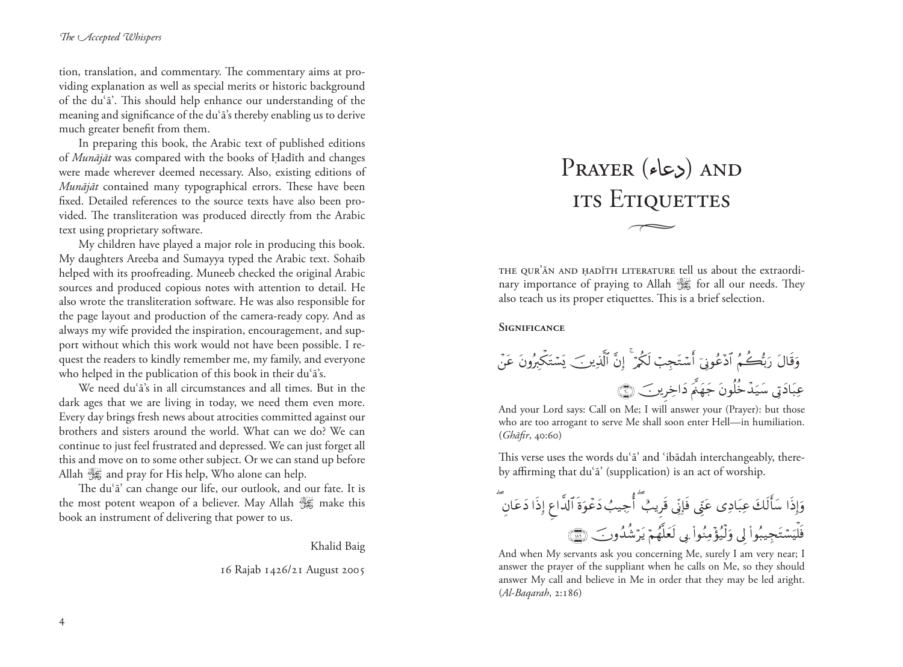tion, translation, and commentary. The commentary aims at providing explanation as well as special merits or historic background of the duʿā'. This should help enhance our understanding of the meaning and significance of the duʿā's thereby enabling us to derive much greater benefit from them.

In preparing this book, the Arabic text of published editions of *Munājāt* was compared with the books of Ḥadīth and changes were made wherever deemed necessary. Also, existing editions of *Munājāt* contained many typographical errors. These have been fixed. Detailed references to the source texts have also been provided. The transliteration was produced directly from the Arabic text using proprietary software.

My children have played a major role in producing this book. My daughters Areeba and Sumayya typed the Arabic text. Sohaib helped with its proofreading. Muneeb checked the original Arabic sources and produced copious notes with attention to detail. He also wrote the transliteration software. He was also responsible for the page layout and production of the camera-ready copy. And as always my wife provided the inspiration, encouragement, and support without which this work would not have been possible. I request the readers to kindly remember me, my family, and everyone who helped in the publication of this book in their duʿā's.

We need duʿā's in all circumstances and all times. But in the dark ages that we are living in today, we need them even more. Every day brings fresh news about atrocities committed against our brothers and sisters around the world. What can we do? We can continue to just feel frustrated and depressed. We can just forget all this and move on to some other subject. Or we can stand up before Allah ﷻ and pray for His help, Who alone can help.

The duʿā' can change our life, our outlook, and our fate. It is the most potent weapon of a believer. May Allah ﷻ make this book an instrument of delivering that power to us.

Khalid Baig

16 Rajab 1426/21 August 2005

# Prayer (دعاء) and its Etiquettes

The Qur'ān and Ḥadīth literature tell us about the extraordinary importance of praying to Allah ﷻ for all our needs. They also teach us its proper etiquettes. This is a brief selection.

### Significance

وَقَالَ رَبُّكُمُ ٱدْعُونِيٓ أَسْتَجِبْ لَكُمْ ۚ إِنَّ ٱلَّذِينَ يَسْتَكْبِرُونَ عَنْ عِبَادَتِى سَيَدْخُلُونَ جَهَنَّمَ دَاخِرِينَ ﴿٦٠﴾

And your Lord says: Call on Me; I will answer your (Prayer): but those who are too arrogant to serve Me shall soon enter Hell—in humiliation. (*Ghāfir*, 40:60)

This verse uses the words duʿā' and ʿibādah interchangeably, thereby affirming that duʿā' (supplication) is an act of worship.

وَإِذَا سَأَلَكَ عِبَادِى عَنِّى فَإِنِّى قَرِيبٌ ۖ أُجِيبُ دَعْوَةَ ٱلدَّاعِ إِذَا دَعَانِ ۖ فَلْيَسْتَجِيبُوا۟ لِى وَلْيُؤْمِنُوا۟ بِى لَعَلَّهُمْ يَرْشُدُونَ ﴿١٨٦﴾

And when My servants ask you concerning Me, surely I am very near; I answer the prayer of the suppliant when he calls on Me, so they should answer My call and believe in Me in order that they may be led aright. (*Al-Baqarah*, 2:186)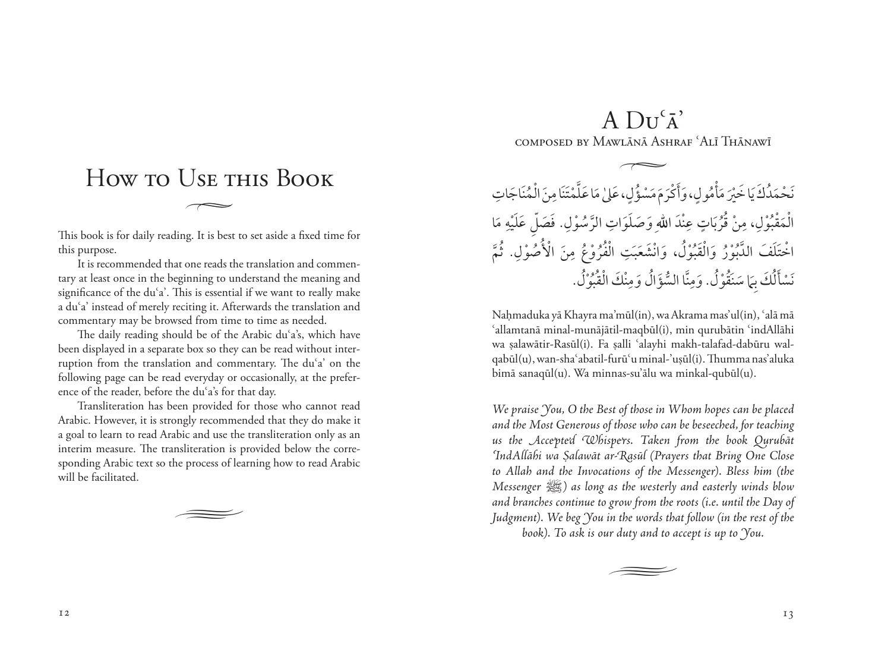# How to Use this Book

This book is for daily reading. It is best to set aside a fixed time for this purpose.

It is recommended that one reads the translation and commentary at least once in the beginning to understand the meaning and significance of the duʿa'. This is essential if we want to really make a duʿa' instead of merely reciting it. Afterwards the translation and commentary may be browsed from time to time as needed.

The daily reading should be of the Arabic duʿa's, which have been displayed in a separate box so they can be read without interruption from the translation and commentary. The duʿa' on the following page can be read everyday or occasionally, at the preference of the reader, before the duʿa's for that day.

Transliteration has been provided for those who cannot read Arabic. However, it is strongly recommended that they do make it a goal to learn to read Arabic and use the transliteration only as an interim measure. The transliteration is provided below the corresponding Arabic text so the process of learning how to read Arabic will be facilitated.

# A Duʿā'

## composed by Mawlānā Ashraf ʿAlī Thānawī

نَحْمَدُكَ يَا خَيْرَ مَأْمُولٍ، وَأَكْرَمَ مَسْؤُلٍ، عَلٰى مَا عَلَّمْتَنَا مِنَ الْمُنَاجَاتِ الْمَقْبُوْلِ، مِنْ قُرُبَاتٍ عِنْدَ اللهِ وَصَلَوَاتِ الرَّسُوْلِ. فَصَلِّ عَلَيْهِ مَا اخْتَلَفَ الدَّبُوْرُ وَالْقَبُوْلُ، وَانْشَعَبَتِ الْفُرُوْعُ مِنَ الْأُصُوْلِ. ثُمَّ نَسْأَلُكَ بِمَا سَنَقُوْلُ. وَمِنَّا السُّؤَالُ وَمِنْكَ الْقُبُوْلُ.

Naḥmaduka yā Khayra ma'mūl(in), wa Akrama mas'ul(in), ʿalā mā ʿallamtanā minal-munājātil-maqbūl(i), min qurubātin ʿindAllāhi wa ṣalawātir-Rasūl(i). Fa ṣalli ʿalayhi makh-talafad-dabūru wal-qabūl(u), wan-shaʿabatil-furūʿu minal-'uṣūl(i). Thumma nas'aluka bimā sanaqūl(u). Wa minnas-su'ālu wa minkal-qubūl(u).

*We praise You, O the Best of those in Whom hopes can be placed and the Most Generous of those who can be beseeched, for teaching us the Accepted Whispers. Taken from the book Qurubāt ʿIndAllāhi wa Ṣalawāt ar-Rasūl (Prayers that Bring One Close to Allah and the Invocations of the Messenger). Bless him (the Messenger ﷺ) as long as the westerly and easterly winds blow and branches continue to grow from the roots (i.e. until the Day of Judgment). We beg You in the words that follow (in the rest of the book). To ask is our duty and to accept is up to You.*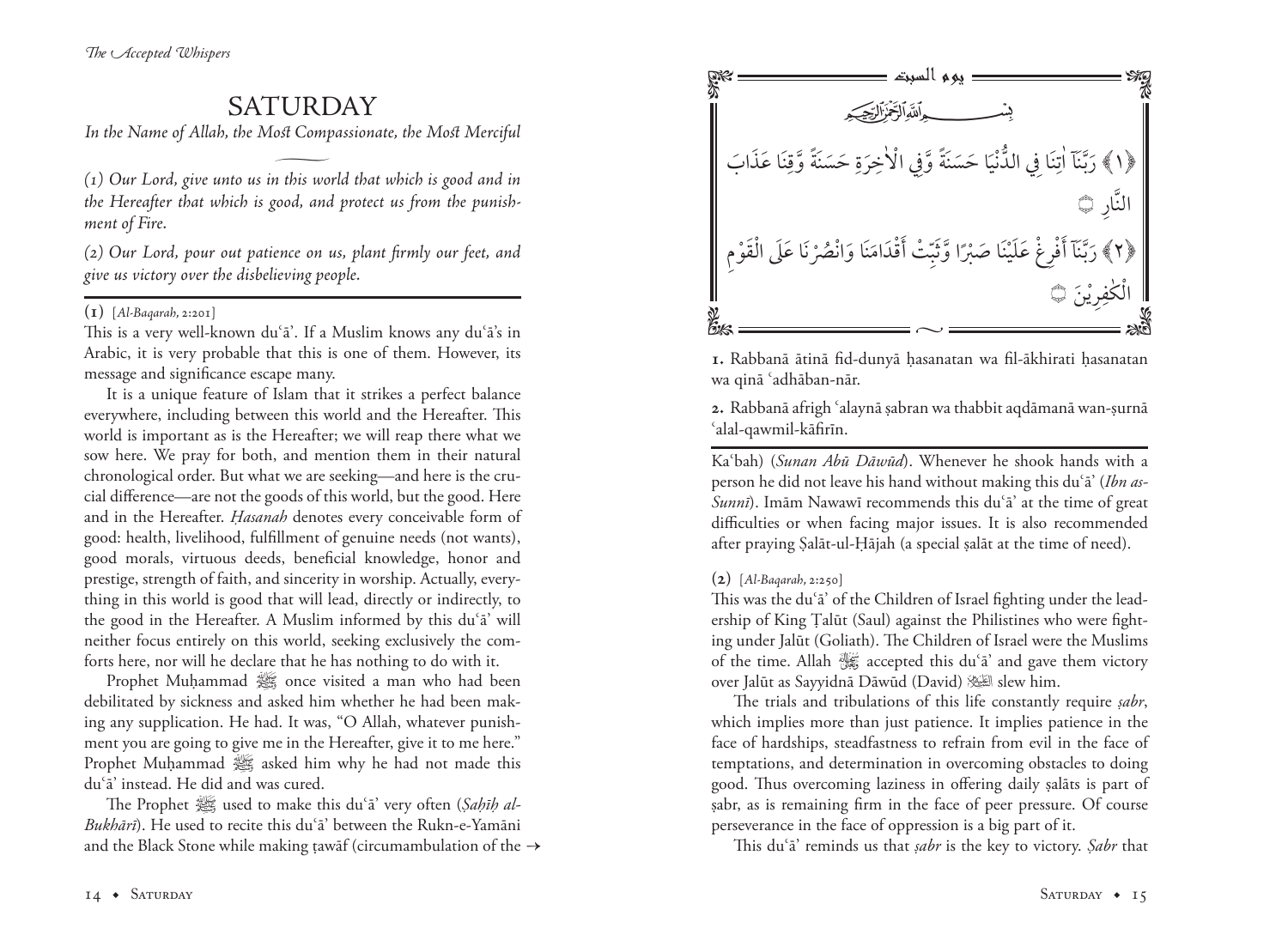# SATURDAY

*In the Name of Allah, the Most Compassionate, the Most Merciful*

*(1) Our Lord, give unto us in this world that which is good and in the Hereafter that which is good, and protect us from the punishment of Fire.*

*(2) Our Lord, pour out patience on us, plant firmly our feet, and give us victory over the disbelieving people.*

يوم السبت

بِسْمِ اللَّهِ الرَّحْمَٰنِ الرَّحِيمِ

﴿١﴾ رَبَّنَآ اٰتِنَا فِي الدُّنْيَا حَسَنَةً وَّفِي الْاٰخِرَةِ حَسَنَةً وَّقِنَا عَذَابَ النَّارِ ۞

﴿٢﴾ رَبَّنَآ أَفْرِغْ عَلَيْنَا صَبْرًا وَّثَبِّتْ أَقْدَامَنَا وَانْصُرْنَا عَلَى الْقَوْمِ الْكٰفِرِيْنَ ۞

**1.** Rabbanā ātinā fid-dunyā ḥasanatan wa fil-ākhirati ḥasanatan wa qinā ʿadhāban-nār.

**2.** Rabbanā afrigh ʿalaynā ṣabran wa thabbit aqdāmanā wan-ṣurnā ʿalal-qawmil-kāfirīn.

---

**(1)** [*Al-Baqarah*, 2:201]

This is a very well-known duʿā'. If a Muslim knows any duʿā's in Arabic, it is very probable that this is one of them. However, its message and significance escape many.

It is a unique feature of Islam that it strikes a perfect balance everywhere, including between this world and the Hereafter. This world is important as is the Hereafter; we will reap there what we sow here. We pray for both, and mention them in their natural chronological order. But what we are seeking—and here is the crucial difference—are not the goods of this world, but the good. Here and in the Hereafter. *Ḥasanah* denotes every conceivable form of good: health, livelihood, fulfillment of genuine needs (not wants), good morals, virtuous deeds, beneficial knowledge, honor and prestige, strength of faith, and sincerity in worship. Actually, everything in this world is good that will lead, directly or indirectly, to the good in the Hereafter. A Muslim informed by this duʿā' will neither focus entirely on this world, seeking exclusively the comforts here, nor will he declare that he has nothing to do with it.

Prophet Muḥammad ﷺ once visited a man who had been debilitated by sickness and asked him whether he had been making any supplication. He had. It was, "O Allah, whatever punishment you are going to give me in the Hereafter, give it to me here." Prophet Muḥammad ﷺ asked him why he had not made this duʿā' instead. He did and was cured.

The Prophet ﷺ used to make this duʿā' very often (*Ṣaḥīḥ al-Bukhārī*). He used to recite this duʿā' between the Rukn-e-Yamāni and the Black Stone while making ṭawāf (circumambulation of the Kaʿbah) (*Sunan Abū Dāwūd*). Whenever he shook hands with a person he did not leave his hand without making this duʿā' (*Ibn as-Sunnī*). Imām Nawawī recommends this duʿā' at the time of great difficulties or when facing major issues. It is also recommended after praying Ṣalāt-ul-Ḥājah (a special ṣalāt at the time of need).

**(2)** [*Al-Baqarah*, 2:250]

This was the duʿā' of the Children of Israel fighting under the leadership of King Ṭalūt (Saul) against the Philistines who were fighting under Jalūt (Goliath). The Children of Israel were the Muslims of the time. Allah ﷻ accepted this duʿā' and gave them victory over Jalūt as Sayyidnā Dāwūd (David) ﷺ slew him.

The trials and tribulations of this life constantly require *ṣabr*, which implies more than just patience. It implies patience in the face of hardships, steadfastness to refrain from evil in the face of temptations, and determination in overcoming obstacles to doing good. Thus overcoming laziness in offering daily ṣalāts is part of ṣabr, as is remaining firm in the face of peer pressure. Of course perseverance in the face of oppression is a big part of it.

This duʿā' reminds us that *ṣabr* is the key to victory. *Ṣabr* that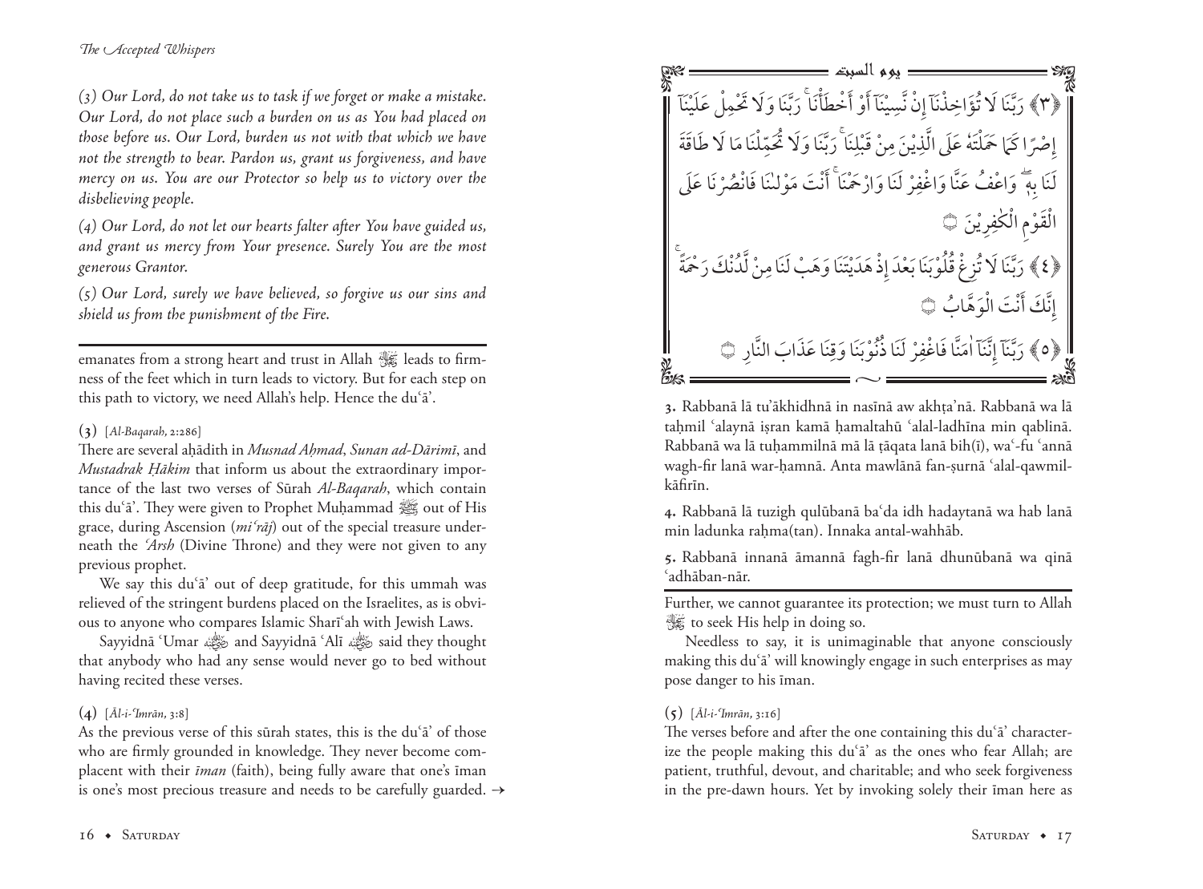*(3) Our Lord, do not take us to task if we forget or make a mistake. Our Lord, do not place such a burden on us as You had placed on those before us. Our Lord, burden us not with that which we have not the strength to bear. Pardon us, grant us forgiveness, and have mercy on us. You are our Protector so help us to victory over the disbelieving people.*

*(4) Our Lord, do not let our hearts falter after You have guided us, and grant us mercy from Your presence. Surely You are the most generous Grantor.*

*(5) Our Lord, surely we have believed, so forgive us our sins and shield us from the punishment of the Fire.*

---

emanates from a strong heart and trust in Allah ﷻ leads to firmness of the feet which in turn leads to victory. But for each step on this path to victory, we need Allah's help. Hence the duʿā'.

**(3)** [*Al-Baqarah*, 2:286]

There are several aḥādith in *Musnad Aḥmad*, *Sunan ad-Dārimī*, and *Mustadrak Ḥākim* that inform us about the extraordinary importance of the last two verses of Sūrah *Al-Baqarah*, which contain this duʿā'. They were given to Prophet Muḥammad ﷺ out of His grace, during Ascension (*miʿrāj*) out of the special treasure underneath the *ʿArsh* (Divine Throne) and they were not given to any previous prophet.

We say this duʿā' out of deep gratitude, for this ummah was relieved of the stringent burdens placed on the Israelites, as is obvious to anyone who compares Islamic Shariʿah with Jewish Laws.

Sayyidnā ʿUmar ؓ and Sayyidnā ʿAlī ؓ said they thought that anybody who had any sense would never go to bed without having recited these verses.

**(4)** [*Āl-i-ʿImrān*, 3:8]

As the previous verse of this sūrah states, this is the duʿā' of those who are firmly grounded in knowledge. They never become complacent with their *īman* (faith), being fully aware that one's īman is one's most precious treasure and needs to be carefully guarded. →

يوم السبت

﴿٣﴾ رَبَّنَا لَا تُؤَاخِذْنَآ إِنْ نَّسِيْنَآ أَوْ أَخْطَأْنَا ۚ رَبَّنَا وَلَا تَحْمِلْ عَلَيْنَآ إِصْرًا كَمَا حَمَلْتَهُ عَلَى الَّذِيْنَ مِنْ قَبْلِنَا ۚ رَبَّنَا وَلَا تُحَمِّلْنَا مَا لَا طَاقَةَ لَنَا بِهٖ ۚ وَاعْفُ عَنَّا وَاغْفِرْ لَنَا وَارْحَمْنَا ۚ أَنْتَ مَوْلٰىنَا فَانْصُرْنَا عَلَى الْقَوْمِ الْكٰفِرِيْنَ ۝

﴿٤﴾ رَبَّنَا لَا تُزِغْ قُلُوْبَنَا بَعْدَ إِذْ هَدَيْتَنَا وَهَبْ لَنَا مِنْ لَّدُنْكَ رَحْمَةً ۚ إِنَّكَ أَنْتَ الْوَهَّابُ ۝

﴿٥﴾ رَبَّنَآ إِنَّنَآ اٰمَنَّا فَاغْفِرْ لَنَا ذُنُوْبَنَا وَقِنَا عَذَابَ النَّارِ ۝

**3.** Rabbanā lā tu'ākhidhnā in nasīnā aw akhṭa'nā. Rabbanā wa lā taḥmil ʿalaynā iṣran kamā ḥamaltahū ʿalal-ladhīna min qablinā. Rabbanā wa lā tuḥammilnā mā lā ṭāqata lanā bih(ī), waʿ-fu ʿannā wagh-fir lanā war-ḥamnā. Anta mawlānā fan-ṣurnā ʿalal-qawmil-kāfirīn.

**4.** Rabbanā lā tuzigh qulūbanā baʿda idh hadaytanā wa hab lanā min ladunka raḥma(tan). Innaka antal-wahhāb.

**5.** Rabbanā innanā āmannā fagh-fir lanā dhunūbanā wa qinā ʿadhāban-nār.

---

Further, we cannot guarantee its protection; we must turn to Allah ﷻ to seek His help in doing so.

Needless to say, it is unimaginable that anyone consciously making this duʿā' will knowingly engage in such enterprises as may pose danger to his īman.

**(5)** [*Āl-i-ʿImrān*, 3:16]

The verses before and after the one containing this duʿā' characterize the people making this duʿā' as the ones who fear Allah; are patient, truthful, devout, and charitable; and who seek forgiveness in the pre-dawn hours. Yet by invoking solely their īman here as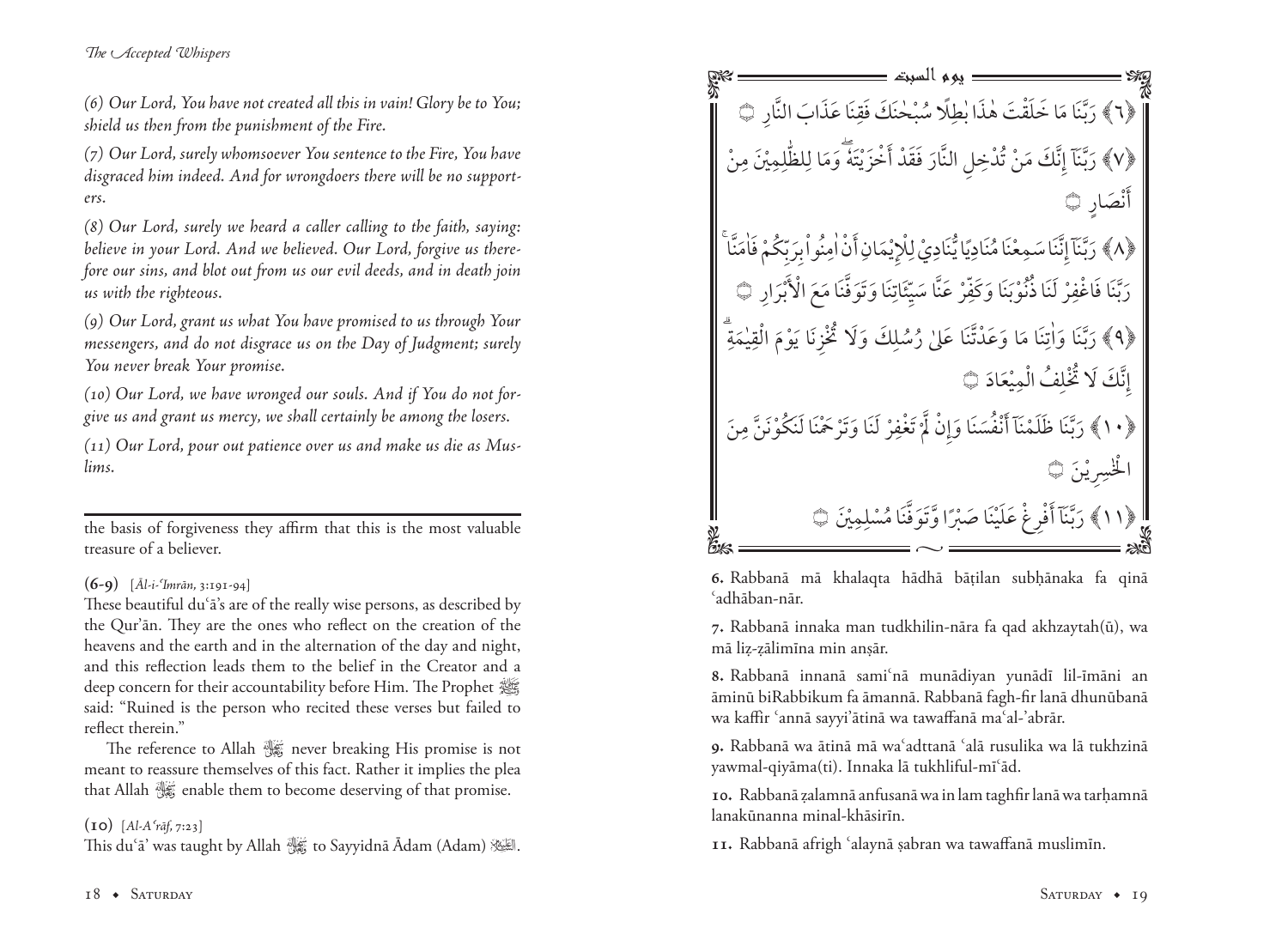*(6) Our Lord, You have not created all this in vain! Glory be to You; shield us then from the punishment of the Fire.*

*(7) Our Lord, surely whomsoever You sentence to the Fire, You have disgraced him indeed. And for wrongdoers there will be no supporters.*

*(8) Our Lord, surely we heard a caller calling to the faith, saying: believe in your Lord. And we believed. Our Lord, forgive us therefore our sins, and blot out from us our evil deeds, and in death join us with the righteous.*

*(9) Our Lord, grant us what You have promised to us through Your messengers, and do not disgrace us on the Day of Judgment; surely You never break Your promise.*

*(10) Our Lord, we have wronged our souls. And if You do not forgive us and grant us mercy, we shall certainly be among the losers.*

*(11) Our Lord, pour out patience over us and make us die as Muslims.*

---

the basis of forgiveness they affirm that this is the most valuable treasure of a believer.

**(6-9)** [*Āl-i-ʿImrān*, 3:191-94]

These beautiful duʿā's are of the really wise persons, as described by the Qur'ān. They are the ones who reflect on the creation of the heavens and the earth and in the alternation of the day and night, and this reflection leads them to the belief in the Creator and a deep concern for their accountability before Him. The Prophet ﷺ said: "Ruined is the person who recited these verses but failed to reflect therein."

The reference to Allah ﷻ never breaking His promise is not meant to reassure themselves of this fact. Rather it implies the plea that Allah ﷻ enable them to become deserving of that promise.

**(10)** [*Al-Aʿrāf*, 7:23]

This duʿā' was taught by Allah ﷻ to Sayyidnā Ādam (Adam) ﷺ.

يوم السبت

﴿٦﴾ رَبَّنَا مَا خَلَقْتَ هٰذَا بٰطِلًا سُبْحٰنَكَ فَقِنَا عَذَابَ النَّارِ ۝

﴿٧﴾ رَبَّنَآ إِنَّكَ مَنْ تُدْخِلِ النَّارَ فَقَدْ أَخْزَيْتَهٗ وَمَا لِلظّٰلِمِيْنَ مِنْ أَنْصَارٍ ۝

﴿٨﴾ رَبَّنَآ إِنَّنَا سَمِعْنَا مُنَادِيًا يُّنَادِيْ لِلْإِيْمَانِ أَنْ اٰمِنُوْا بِرَبِّكُمْ فَاٰمَنَّا ۚ رَبَّنَا فَاغْفِرْ لَنَا ذُنُوْبَنَا وَكَفِّرْ عَنَّا سَيِّاٰتِنَا وَتَوَفَّنَا مَعَ الْأَبْرَارِ ۝

﴿٩﴾ رَبَّنَا وَاٰتِنَا مَا وَعَدْتَّنَا عَلٰى رُسُلِكَ وَلَا تُخْزِنَا يَوْمَ الْقِيٰمَةِ ۗ إِنَّكَ لَا تُخْلِفُ الْمِيْعَادَ ۝

﴿١٠﴾ رَبَّنَا ظَلَمْنَآ أَنْفُسَنَا وَإِنْ لَّمْ تَغْفِرْ لَنَا وَتَرْحَمْنَا لَنَكُوْنَنَّ مِنَ الْخٰسِرِيْنَ ۝

﴿١١﴾ رَبَّنَآ أَفْرِغْ عَلَيْنَا صَبْرًا وَّتَوَفَّنَا مُسْلِمِيْنَ ۝

**6.** Rabbanā mā khalaqta hādhā bāṭilan subḥānaka fa qinā ʿadhāban-nār.

**7.** Rabbanā innaka man tudkhilin-nāra fa qad akhzaytah(ū), wa mā liẓ-ẓālimīna min anṣār.

**8.** Rabbanā innanā samiʿnā munādiyan yunādī lil-īmāni an āminū biRabbikum fa āmannā. Rabbanā fagh-fir lanā dhunūbanā wa kaffir ʿannā sayyi'ātinā wa tawaffanā maʿal-'abrār.

**9.** Rabbanā wa ātinā mā waʿadttanā ʿalā rusulika wa lā tukhzinā yawmal-qiyāma(ti). Innaka lā tukhliful-mīʿād.

**10.** Rabbanā ẓalamnā anfusanā wa in lam taghfir lanā wa tarḥamnā lanakūnanna minal-khāsirīn.

**11.** Rabbanā afrigh ʿalaynā ṣabran wa tawaffanā muslimīn.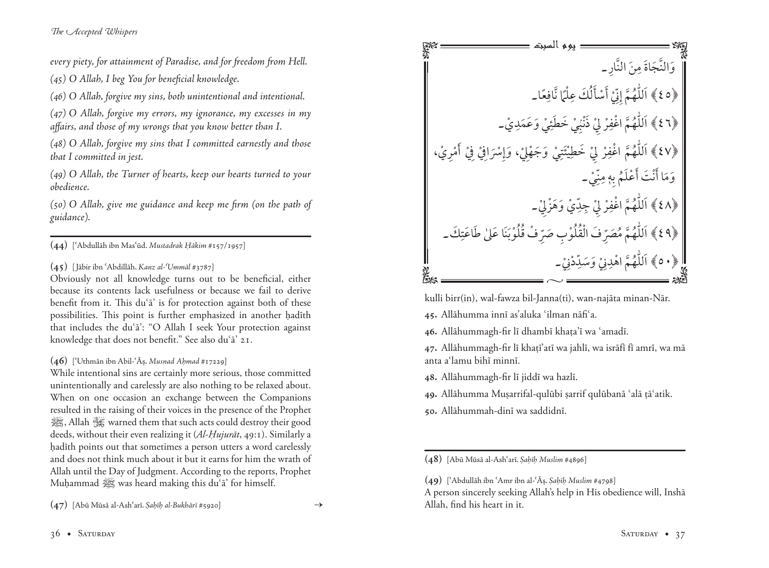*every piety, for attainment of Paradise, and for freedom from Hell.*

*(45) O Allah, I beg You for beneficial knowledge.*

*(46) O Allah, forgive my sins, both unintentional and intentional.*

*(47) O Allah, forgive my errors, my ignorance, my excesses in my affairs, and those of my wrongs that you know better than I.*

*(48) O Allah, forgive my sins that I committed earnestly and those that I committed in jest.*

*(49) O Allah, the Turner of hearts, keep our hearts turned to your obedience.*

*(50) O Allah, give me guidance and keep me firm (on the path of guidance).*

---

**(44)** [ʿAbdullāh ibn Masʿūd. *Mustadrak Ḥākim* #157/1957]

**(45)** [Jābir ibn ʿAbdillāh. *Kanz al-ʿUmmāl* #3787]

Obviously not all knowledge turns out to be beneficial, either because its contents lack usefulness or because we fail to derive benefit from it. This duʿā' is for protection against both of these possibilities. This point is further emphasized in another ḥadīth that includes the duʿā': "O Allah I seek Your protection against knowledge that does not benefit." See also duʿā' 21.

**(46)** [ʿUthmān ibn Abil-ʿĀṣ. *Musnad Aḥmad* #17229]

While intentional sins are certainly more serious, those committed unintentionally and carelessly are also nothing to be relaxed about. When on one occasion an exchange between the Companions resulted in the raising of their voices in the presence of the Prophet ﷺ, Allah ﷻ warned them that such acts could destroy their good deeds, without their even realizing it (*Al-Ḥujurāt*, 49:1). Similarly a ḥadīth points out that sometimes a person utters a word carelessly and does not think much about it but it earns for him the wrath of Allah until the Day of Judgment. According to the reports, Prophet Muḥammad ﷺ was heard making this duʿā' for himself.

**(47)** [Abū Mūsā al-Ashʿarī. *Ṣaḥīḥ al-Bukhārī* #5920] →

يوم السبت

وَالنَّجَاةَ مِنَ النَّارِ۔

﴿٤٥﴾ اَللّٰهُمَّ إِنِّيْ أَسْأَلُكَ عِلْمًا نَّافِعًا۔

﴿٤٦﴾ اَللّٰهُمَّ اغْفِرْ لِيْ ذَنْبِيْ خَطَئِيْ وَعَمَدِيْ۔

﴿٤٧﴾ اَللّٰهُمَّ اغْفِرْ لِيْ خَطِيْئَتِيْ وَجَهْلِيْ، وَإِسْرَافِيْ فِيْ أَمْرِيْ، وَمَا أَنْتَ أَعْلَمُ بِهٖ مِنِّيْ۔

﴿٤٨﴾ اَللّٰهُمَّ اغْفِرْ لِيْ جِدِّيْ وَهَزْلِيْ۔

﴿٤٩﴾ اَللّٰهُمَّ مُصَرِّفَ الْقُلُوْبِ صَرِّفْ قُلُوْبَنَا عَلٰى طَاعَتِكَ۔

﴿٥٠﴾ اَللّٰهُمَّ اهْدِنِيْ وَسَدِّدْنِيْ۔

kulli birr(in), wal-fawza bil-Janna(ti), wan-najāta minan-Nār.

**45.** Allāhumma innī as'aluka ʿilman nāfiʿa.

**46.** Allāhummagh-fir lī dhambī khaṭa'ī wa ʿamadī.

**47.** Allāhummagh-fir lī khaṭī'atī wa jahlī, wa isrāfī fī amrī, wa mā anta aʿlamu bihī minnī.

**48.** Allāhummagh-fir lī jiddī wa hazlī.

**49.** Allāhumma Muṣarrifal-qulūbi ṣarrif qulūbanā ʿalā ṭāʿatik.

**50.** Allāhummah-dinī wa saddidnī.

---

**(48)** [Abū Mūsā al-Ashʿarī. *Ṣaḥīḥ Muslim* #4896]

**(49)** [ʿAbdullāh ibn ʿAmr ibn al-ʿĀṣ. *Ṣaḥīḥ Muslim* #4798]

A person sincerely seeking Allah's help in His obedience will, Inshā Allah, find his heart in it.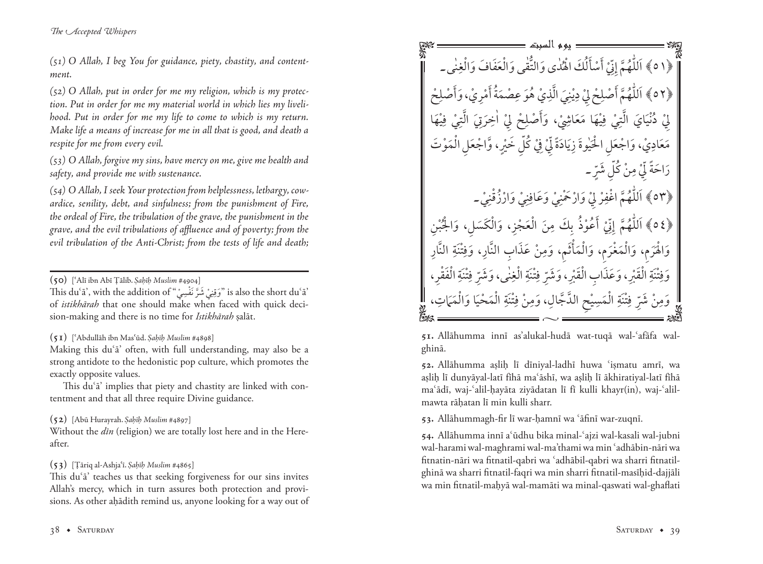*(51) O Allah, I beg You for guidance, piety, chastity, and contentment.*

*(52) O Allah, put in order for me my religion, which is my protection. Put in order for me my material world in which lies my livelihood. Put in order for me my life to come to which is my return. Make life a means of increase for me in all that is good, and death a respite for me from every evil.*

*(53) O Allah, forgive my sins, have mercy on me, give me health and safety, and provide me with sustenance.*

*(54) O Allah, I seek Your protection from helplessness, lethargy, cowardice, senility, debt, and sinfulness; from the punishment of Fire, the ordeal of Fire, the tribulation of the grave, the punishment in the grave, and the evil tribulations of affluence and of poverty; from the evil tribulation of the Anti-Christ; from the tests of life and death;*

---

**(50)** [ʿAlī ibn Abī Ṭālib. *Ṣaḥīḥ Muslim* #4904]
This duʿā', with the addition of "وَقِنِيْ شَرَّ نَفْسِيْ" is also the short duʿā' of *istikhārah* that one should make when faced with quick decision-making and there is no time for *Istikhārah* ṣalāt.

**(51)** [ʿAbdullāh ibn Masʿūd. *Ṣaḥīḥ Muslim* #4898]
Making this duʿā' often, with full understanding, may also be a strong antidote to the hedonistic pop culture, which promotes the exactly opposite values.

This duʿā' implies that piety and chastity are linked with contentment and that all three require Divine guidance.

**(52)** [Abū Hurayrah. *Ṣaḥīḥ Muslim* #4897]
Without the *dīn* (religion) we are totally lost here and in the Hereafter.

**(53)** [Ṭāriq al-Ashjaʿī. *Ṣaḥīḥ Muslim* #4865]
This duʿā' teaches us that seeking forgiveness for our sins invites Allah's mercy, which in turn assures both protection and provisions. As other aḥādith remind us, anyone looking for a way out of

يوم السبت

﴿٥١﴾ اَللّٰهُمَّ إِنِّيْ أَسْأَلُكَ الْهُدٰى وَالتُّقٰى وَالْعَفَافَ وَالْغِنٰى۔

﴿٥٢﴾ اَللّٰهُمَّ أَصْلِحْ لِيْ دِيْنِيَ الَّذِيْ هُوَ عِصْمَةُ أَمْرِيْ، وَأَصْلِحْ لِيْ دُنْيَايَ الَّتِيْ فِيْهَا مَعَاشِيْ، وَأَصْلِحْ لِيْ اٰخِرَتِيَ الَّتِيْ فِيْهَا مَعَادِيْ، وَاجْعَلِ الْحَيٰوةَ زِيَادَةً لِّيْ فِيْ كُلِّ خَيْرٍ، وَّاجْعَلِ الْمَوْتَ رَاحَةً لِّيْ مِنْ كُلِّ شَرٍّ۔

﴿٥٣﴾ اَللّٰهُمَّ اغْفِرْ لِيْ وَارْحَمْنِيْ وَعَافِنِيْ وَارْزُقْنِيْ۔

﴿٥٤﴾ اَللّٰهُمَّ إِنِّيْ أَعُوْذُ بِكَ مِنَ الْعَجْزِ، وَالْكَسَلِ، وَالْجُبْنِ وَالْهَرَمِ، وَالْمَغْرَمِ، وَالْمَأْثَمِ، وَمِنْ عَذَابِ النَّارِ، وَفِتْنَةِ النَّارِ وَفِتْنَةِ الْقَبْرِ، وَعَذَابِ الْقَبْرِ، وَشَرِّ فِتْنَةِ الْغِنٰى، وَشَرِّ فِتْنَةِ الْفَقْرِ، وَمِنْ شَرِّ فِتْنَةِ الْمَسِيْحِ الدَّجَّالِ، وَمِنْ فِتْنَةِ الْمَحْيَا وَالْمَمَاتِ،

**51.** Allāhumma innī as'alukal-hudā wat-tuqā wal-ʿafāfa wal-ghinā.

**52.** Allāhumma aṣliḥ lī dīniyal-ladhī huwa ʿiṣmatu amrī, wa aṣliḥ lī dunyāyal-latī fīhā maʿāshī, wa aṣliḥ lī ākhiratiyal-latī fīhā maʿādī, waj-ʿalil-ḥayāta ziyādatan lī fī kulli khayr(in), waj-ʿalil-mawta rāḥatan lī min kulli sharr.

**53.** Allāhummagh-fir lī war-ḥamnī wa ʿāfinī war-zuqnī.

**54.** Allāhumma innī aʿūdhu bika minal-ʿajzi wal-kasali wal-jubni wal-harami wal-maghrami wal-ma'thami wa min ʿadhābin-nāri wa fitnatin-nāri wa fitnatil-qabri wa ʿadhābil-qabri wa sharri fitnatil-ghinā wa sharri fitnatil-faqri wa min sharri fitnatil-masīḥid-dajjāli wa min fitnatil-maḥyā wal-mamāti wa minal-qaswati wal-ghaflati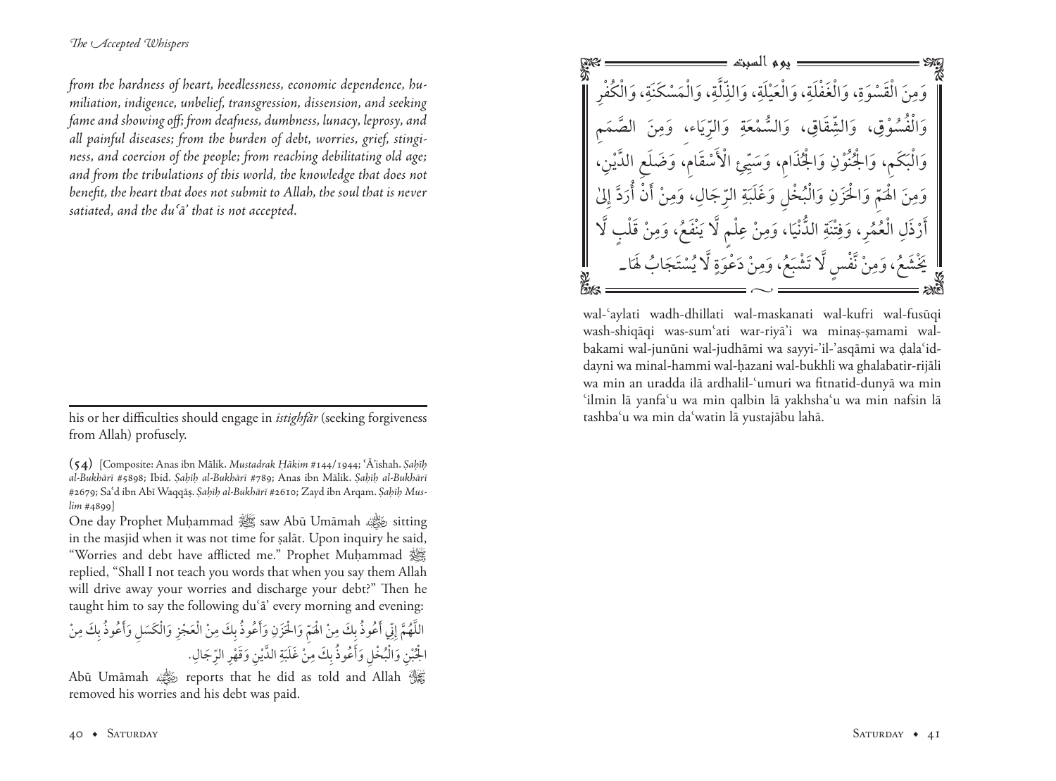*from the hardness of heart, heedlessness, economic dependence, humiliation, indigence, unbelief, transgression, dissension, and seeking fame and showing off; from deafness, dumbness, lunacy, leprosy, and all painful diseases; from the burden of debt, worries, grief, stinginess, and coercion of the people; from reaching debilitating old age; and from the tribulations of this world, the knowledge that does not benefit, the heart that does not submit to Allah, the soul that is never satiated, and the duʿā' that is not accepted.*

---

his or her difficulties should engage in *istighfār* (seeking forgiveness from Allah) profusely.

**(54)** [Composite: Anas ibn Mālik. *Mustadrak Ḥākim* #144/1944; ʿĀ'ishah. *Ṣaḥīḥ al-Bukhārī* #5898; Ibid. *Ṣaḥīḥ al-Bukhārī* #789; Anas ibn Mālik. *Ṣaḥīḥ al-Bukhārī* #2679; Saʿd ibn Abī Waqqāṣ. *Ṣaḥīḥ al-Bukhārī* #2610; Zayd ibn Arqam. *Ṣaḥīḥ Muslim* #4899]

One day Prophet Muḥammad ﷺ saw Abū Umāmah رضي الله عنه sitting in the masjid when it was not time for ṣalāt. Upon inquiry he said, "Worries and debt have afflicted me." Prophet Muḥammad ﷺ replied, "Shall I not teach you words that when you say them Allah will drive away your worries and discharge your debt?" Then he taught him to say the following duʿā' every morning and evening:

اللَّهُمَّ إِنِّي أَعُوذُ بِكَ مِنْ الْهَمِّ وَالْحَزَنِ وَأَعُوذُ بِكَ مِنْ الْعَجْزِ وَالْكَسَلِ وَأَعُوذُ بِكَ مِنْ الْجُبْنِ وَالْبُخْلِ وَأَعُوذُ بِكَ مِنْ غَلَبَةِ الدَّيْنِ وَقَهْرِ الرِّجَالِ.

Abū Umāmah رضي الله عنه reports that he did as told and Allah ﷻ removed his worries and his debt was paid.

يوم السبت

وَمِنَ الْقَسْوَةِ، وَالْغَفْلَةِ، وَالْعَيْلَةِ، وَالذِّلَّةِ، وَالْمَسْكَنَةِ، وَالْكُفْرِ وَالْفُسُوْقِ، وَالشِّقَاقِ، وَالسُّمْعَةِ وَالرِّيَاءِ، وَمِنَ الصَّمَمِ وَالْبَكَمِ، وَالْجُنُوْنِ وَالْجُذَامِ، وَسَيِّئِ الْأَسْقَامِ، وَضَلَعِ الدَّيْنِ، وَمِنَ الْهَمِّ وَالْحَزَنِ وَالْبُخْلِ وَغَلَبَةِ الرِّجَالِ، وَمِنْ أَنْ أُرَدَّ إِلٰى أَرْذَلِ الْعُمُرِ، وَفِتْنَةِ الدُّنْيَا، وَمِنْ عِلْمٍ لَّا يَنْفَعُ، وَمِنْ قَلْبٍ لَّا يَخْشَعُ، وَمِنْ نَّفْسٍ لَّا تَشْبَعُ، وَمِنْ دَعْوَةٍ لَّا يُسْتَجَابُ لَهَا۔

wal-ʿaylati wadh-dhillati wal-maskanati wal-kufri wal-fusūqi wash-shiqāqi was-sumʿati war-riyā'i wa minaṣ-ṣamami wal-bakami wal-junūni wal-judhāmi wa sayyi-'il-'asqāmi wa ḍalaʿid-dayni wa minal-hammi wal-ḥazani wal-bukhli wa ghalabatir-rijāli wa min an uradda ilā ardhalil-ʿumuri wa fitnatid-dunyā wa min ʿilmin lā yanfaʿu wa min qalbin lā yakhshaʿu wa min nafsin lā tashbaʿu wa min daʿwatin lā yustajābu lahā.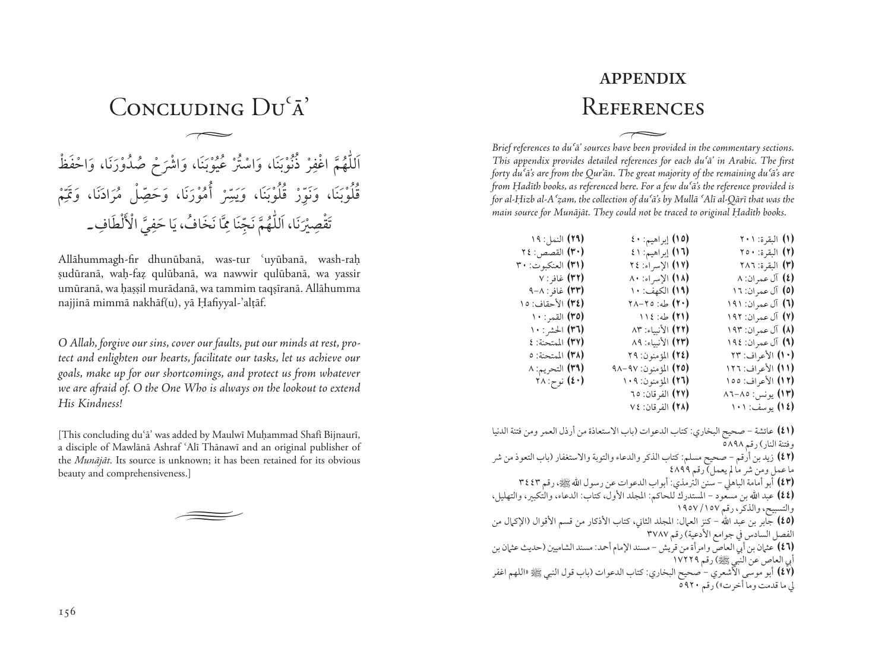# Concluding Duʿā'

اَللّٰهُمَّ اغْفِرْ ذُنُوْبَنَا، وَاسْتُرْ عُيُوْبَنَا، وَاشْرَحْ صُدُوْرَنَا، وَاحْفَظْ قُلُوْبَنَا، وَنَوِّرْ قُلُوْبَنَا، وَيَسِّرْ أُمُوْرَنَا، وَحَصِّلْ مُرَادَنَا، وَتَمِّمْ تَقْصِيْرَنَا، اَللّٰهُمَّ نَجِّنَا مِمَّا نَخَافُ، يَا حَفِيَّ الْأَلْطَافِ۔

Allāhummagh-fir dhunūbanā, was-tur ʿuyūbanā, wash-raḥ ṣudūranā, waḥ-faẓ qulūbanā, wa nawwir qulūbanā, wa yassir umūranā, wa ḥaṣṣil murādanā, wa tammim taqṣīranā. Allāhumma najjinā mimmā nakhāf(u), yā Ḥafiyyal-'alṭāf.

*O Allah, forgive our sins, cover our faults, put our minds at rest, protect and enlighten our hearts, facilitate our tasks, let us achieve our goals, make up for our shortcomings, and protect us from whatever we are afraid of. O the One Who is always on the lookout to extend His Kindness!*

[This concluding duʿā' was added by Maulwī Muḥammad Shafī Bijnaurī, a disciple of Mawlānā Ashraf ʿAlī Thānawī and an original publisher of the *Munājāt*. Its source is unknown; it has been retained for its obvious beauty and comprehensiveness.]

## APPENDIX
# References

*Brief references to duʿā' sources have been provided in the commentary sections. This appendix provides detailed references for each duʿā' in Arabic. The first forty duʿā's are from the Qur'ān. The great majority of the remaining duʿā's are from Ḥadīth books, as referenced here. For a few duʿā's the reference provided is for al-Ḥizb al-Aʿẓam, the collection of duʿā's by Mullā ʿAlī al-Qārī that was the main source for Munājāt. They could not be traced to original Ḥadīth books.*

**(١)** البقرة: ٢٠١
**(٢)** البقرة: ٢٥٠
**(٣)** البقرة: ٢٨٦
**(٤)** آل عمران: ٨
**(٥)** آل عمران: ١٦
**(٦)** آل عمران: ١٩١
**(٧)** آل عمران: ١٩٢
**(٨)** آل عمران: ١٩٣
**(٩)** آل عمران: ١٩٤
**(١٠)** الأعراف: ٢٣
**(١١)** الأعراف: ١٢٦
**(١٢)** الأعراف: ١٥٥
**(١٣)** يونس: ٨٥–٨٦
**(١٤)** يوسف: ١٠١
**(١٥)** إبراهيم: ٤٠
**(١٦)** إبراهيم: ٤١
**(١٧)** الإسراء: ٢٤
**(١٨)** الإسراء: ٨٠
**(١٩)** الكهف: ١٠
**(٢٠)** طه: ٢٥–٢٨
**(٢١)** طه: ١١٤
**(٢٢)** الأنبياء: ٨٣
**(٢٣)** الأنبياء: ٨٩
**(٢٤)** المؤمنون: ٢٩
**(٢٥)** المؤمنون: ٩٧–٩٨
**(٢٦)** المؤمنون: ١٠٩
**(٢٧)** الفرقان: ٦٥
**(٢٨)** الفرقان: ٧٤
**(٢٩)** النمل: ١٩
**(٣٠)** القصص: ٢٤
**(٣١)** العنكبوت: ٣٠
**(٣٢)** غافر: ٧
**(٣٣)** غافر: ٨–٩
**(٣٤)** الأحقاف: ١٥
**(٣٥)** القمر: ١٠
**(٣٦)** الحشر: ١٠
**(٣٧)** الممتحنة: ٤
**(٣٨)** الممتحنة: ٥
**(٣٩)** التحريم: ٨
**(٤٠)** نوح: ٢٨

**(٤١)** عائشة – صحيح البخاري: كتاب الدعوات (باب الاستعاذة من أرذل العمر ومن فتنة الدنيا وفتنة النار) رقم ٥٨٩٨

**(٤٢)** زيد بن أرقم – صحيح مسلم: كتاب الذكر والدعاء والتوبة والاستغفار (باب التعوذ من شر ما عمل ومن شر ما لم يعمل) رقم ٤٨٩٩

**(٤٣)** أبو أمامة الباهلي – سنن الترمذي: أبواب الدعوات عن رسول الله ﷺ، رقم ٣٤٤٣

**(٤٤)** عبد الله بن مسعود – المستدرك للحاكم: المجلد الأول، كتاب: الدعاء، والتكبير، والتهليل، والتسبيح، والذكر، رقم ١٩٥٧/١٥٧

**(٤٥)** جابر بن عبد الله – كنز العمال: المجلد الثاني، كتاب الأذكار من قسم الأقوال (الإكمال من الفصل السادس في جوامع الأدعية) رقم ٣٧٨٧

**(٤٦)** عثمان بن أبي العاص وامرأة من قريش – مسند الإمام أحمد: مسند الشاميين (حديث عثمان بن أبي العاص عن النبي ﷺ) رقم ١٧٢٢٩

**(٤٧)** أبو موسى الأشعري – صحيح البخاري: كتاب الدعوات (باب قول النبي ﷺ «اللهم اغفر لي ما قدمت وما أخرت») رقم ٥٩٢٠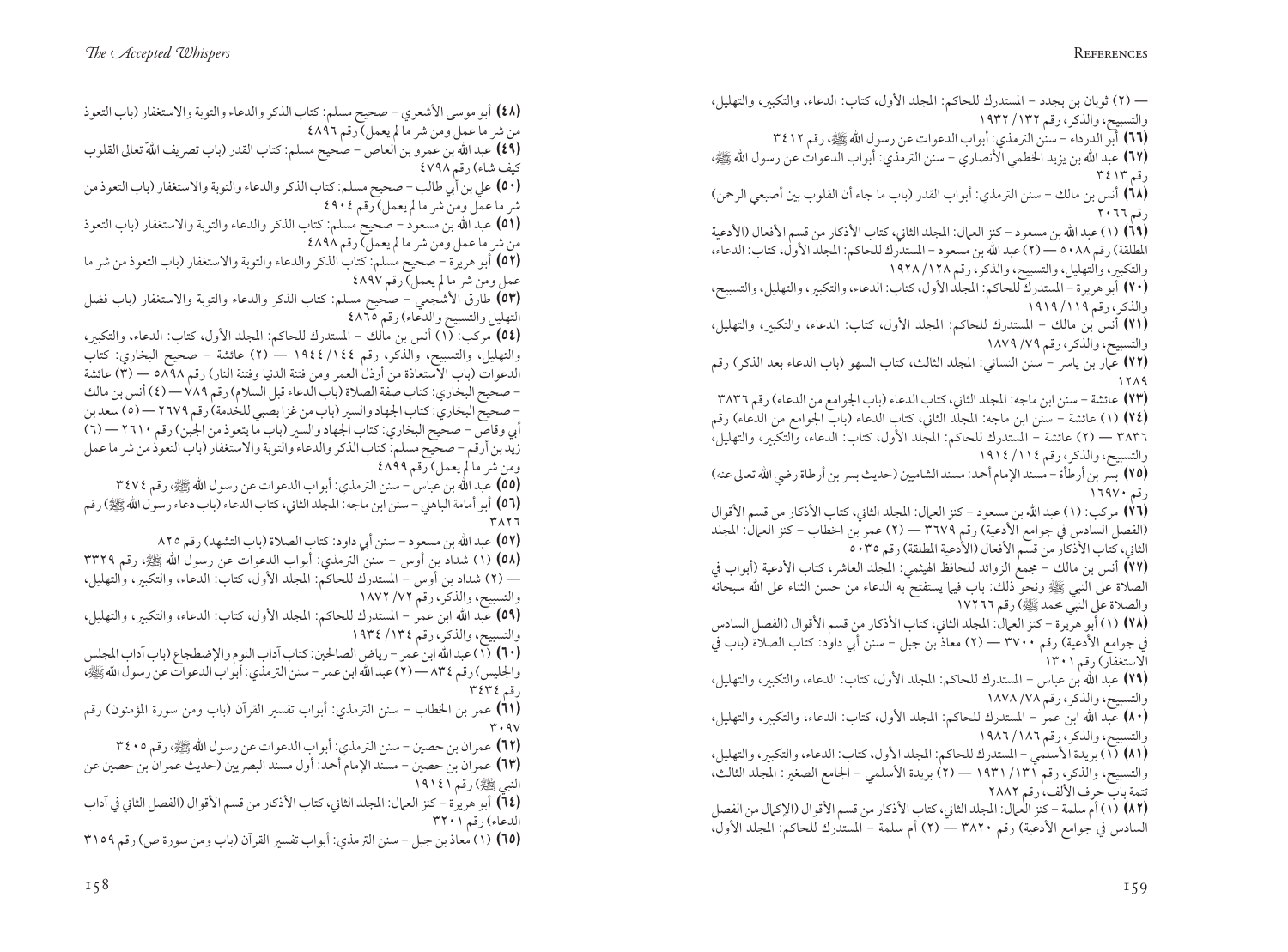**(٤٨)** أبو موسى الأشعري – صحيح مسلم: كتاب الذكر والدعاء والتوبة والاستغفار (باب التعوذ من شر ما عمل ومن شر ما لم يعمل) رقم ٤٨٩٦

**(٤٩)** عبد الله بن عمرو بن العاص – صحيح مسلم: كتاب القدر (باب تصريف الله تعالى القلوب كيف شاء) رقم ٤٧٩٨

**(٥٠)** علي بن أبي طالب – صحيح مسلم: كتاب الذكر والدعاء والتوبة والاستغفار (باب التعوذ من شر ما عمل ومن شر ما لم يعمل) رقم ٤٩٠٤

**(٥١)** عبد الله بن مسعود – صحيح مسلم: كتاب الذكر والدعاء والتوبة والاستغفار (باب التعوذ من شر ما عمل ومن شر ما لم يعمل) رقم ٤٨٩٨

**(٥٢)** أبو هريرة – صحيح مسلم: كتاب الذكر والدعاء والتوبة والاستغفار (باب التعوذ من شر ما عمل ومن شر ما لم يعمل) رقم ٤٨٩٧

**(٥٣)** طارق الأشجعي – صحيح مسلم: كتاب الذكر والدعاء والتوبة والاستغفار (باب فضل التهليل والتسبيح والدعاء) رقم ٤٨٦٥

**(٥٤)** مركب: (١) أنس بن مالك – المستدرك للحاكم: المجلد الأول، كتاب: الدعاء، والتكبير، والتهليل، والتسبيح، والذكر، رقم ١٤٤/ ١٩٤٤ — (٢) عائشة – صحيح البخاري: كتاب الدعوات (باب الاستعاذة من أرذل العمر ومن فتنة الدنيا وفتنة النار) رقم ٥٨٩٨ — (٣) عائشة – صحيح البخاري: كتاب صفة الصلاة (باب الدعاء قبل السلام) رقم ٧٨٩ — (٤) أنس بن مالك – صحيح البخاري: كتاب الجهاد والسير (باب من غزا بصبي للخدمة) رقم ٢٦٧٩ — (٥) سعد بن أبي وقاص – صحيح البخاري: كتاب الجهاد والسير (باب ما يتعوذ من الجبن) رقم ٢٦١٠ — (٦) زيد بن أرقم – صحيح مسلم: كتاب الذكر والدعاء والتوبة والاستغفار (باب التعوذ من شر ما عمل ومن شر ما لم يعمل) رقم ٤٨٩٩

**(٥٥)** عبد الله بن عباس – سنن الترمذي: أبواب الدعوات عن رسول الله ﷺ، رقم ٣٤٧٤

**(٥٦)** أبو أمامة الباهلي – سنن ابن ماجه: المجلد الثاني، كتاب الدعاء (باب دعاء رسول الله ﷺ) رقم ٣٨٢٦

**(٥٧)** عبد الله بن مسعود – سنن أبي داود: كتاب الصلاة (باب التشهد) رقم ٨٢٥

**(٥٨)** (١) شداد بن أوس – سنن الترمذي: أبواب الدعوات عن رسول الله ﷺ، رقم ٣٣٢٩ — (٢) شداد بن أوس – المستدرك للحاكم: المجلد الأول، كتاب: الدعاء، والتكبير، والتهليل، والتسبيح، والذكر، رقم ٧٢/ ١٨٧٢

**(٥٩)** عبد الله ابن عمر – المستدرك للحاكم: المجلد الأول، كتاب: الدعاء، والتكبير، والتهليل، والتسبيح، والذكر، رقم ١٣٤/ ١٩٣٤

**(٦٠)** (١) عبد الله ابن عمر – رياض الصالحين: كتاب آداب النوم والاضطجاع (باب آداب المجلس والجليس) رقم ٨٣٤ — (٢) عبد الله ابن عمر – سنن الترمذي: أبواب الدعوات عن رسول الله ﷺ، رقم ٣٤٣٤

**(٦١)** عمر بن الخطاب – سنن الترمذي: أبواب تفسير القرآن (باب ومن سورة المؤمنون) رقم ٣٠٩٧

**(٦٢)** عمران بن حصين – سنن الترمذي: أبواب الدعوات عن رسول الله ﷺ، رقم ٣٤٠٥

**(٦٣)** عمران بن حصين – مسند الإمام أحمد: أول مسند البصريين (حديث عمران بن حصين عن النبي ﷺ) رقم ١٩١٤١

**(٦٤)** أبو هريرة – كنز العمال: المجلد الثاني، كتاب الأذكار من قسم الأقوال (الفصل الثاني في آداب الدعاء) رقم ٣٢٠١

**(٦٥)** (١) معاذ بن جبل – سنن الترمذي: أبواب تفسير القرآن (باب ومن سورة ص) رقم ٣١٥٩ — (٢) ثوبان بن بجدد – المستدرك للحاكم: المجلد الأول، كتاب: الدعاء، والتكبير، والتهليل، والتسبيح، والذكر، رقم ١٣٢/ ١٩٣٢

**(٦٦)** أبو الدرداء – سنن الترمذي: أبواب الدعوات عن رسول الله ﷺ، رقم ٣٤١٢

**(٦٧)** عبد الله بن يزيد الخطمي الأنصاري – سنن الترمذي: أبواب الدعوات عن رسول الله ﷺ، رقم ٣٤١٣

**(٦٨)** أنس بن مالك – سنن الترمذي: أبواب القدر (باب ما جاء أن القلوب بين أصبعي الرحمن) رقم ٢٠٦٦

**(٦٩)** (١) عبد الله بن مسعود – كنز العمال: المجلد الثاني، كتاب الأذكار من قسم الأفعال (الأدعية المطلقة) رقم ٥٠٨٨ — (٢) عبد الله بن مسعود – المستدرك للحاكم: المجلد الأول، كتاب: الدعاء، والتكبير، والتهليل، والتسبيح، والذكر، رقم ١٢٨/ ١٩٢٨

**(٧٠)** أبو هريرة – المستدرك للحاكم: المجلد الأول، كتاب: الدعاء، والتكبير، والتهليل، والتسبيح، والذكر، رقم ١١٩/ ١٩١٩

**(٧١)** أنس بن مالك – المستدرك للحاكم: المجلد الأول، كتاب: الدعاء، والتكبير، والتهليل، والتسبيح، والذكر، رقم ٧٩/ ١٨٧٩

**(٧٢)** عمار بن ياسر – سنن النسائي: المجلد الثالث، كتاب السهو (باب الدعاء بعد الذكر) رقم ١٢٨٩

**(٧٣)** عائشة – سنن ابن ماجه: المجلد الثاني، كتاب الدعاء (باب الجوامع من الدعاء) رقم ٣٨٣٦

**(٧٤)** (١) عائشة – سنن ابن ماجه: المجلد الثاني، كتاب الدعاء (باب الجوامع من الدعاء) رقم ٣٨٣٦ — (٢) عائشة – المستدرك للحاكم: المجلد الأول، كتاب: الدعاء، والتكبير، والتهليل، والتسبيح، والذكر، رقم ١١٤/ ١٩١٤

**(٧٥)** بسر بن أرطأة – مسند الإمام أحمد: مسند الشاميين (حديث بسر بن أرطاة رضي الله تعالى عنه) رقم ١٦٩٧٠

**(٧٦)** مركب: (١) عبد الله بن مسعود – كنز العمال: المجلد الثاني، كتاب الأذكار من قسم الأقوال (الفصل السادس في جوامع الأدعية) رقم ٣٦٧٩ — (٢) عمر بن الخطاب – كنز العمال: المجلد الثاني، كتاب الأذكار من قسم الأفعال (الأدعية المطلقة) رقم ٥٠٣٥

**(٧٧)** أنس بن مالك – مجمع الزوائد للحافظ الهيثمي: المجلد العاشر، كتاب الأدعية (أبواب في الصلاة على النبي ﷺ ونحو ذلك: باب فيما يستفتح به الدعاء من حسن الثناء على الله سبحانه والصلاة على النبي محمد ﷺ) رقم ١٧٢٦٦

**(٧٨)** (١) أبو هريرة – كنز العمال: المجلد الثاني، كتاب الأذكار من قسم الأقوال (الفصل السادس في جوامع الأدعية) رقم ٣٧٠٠ — (٢) معاذ بن جبل – سنن أبي داود: كتاب الصلاة (باب في الاستغفار) رقم ١٣٠١

**(٧٩)** عبد الله بن عباس – المستدرك للحاكم: المجلد الأول، كتاب: الدعاء، والتكبير، والتهليل، والتسبيح، والذكر، رقم ٧٨/ ١٨٧٨

**(٨٠)** عبد الله ابن عمر – المستدرك للحاكم: المجلد الأول، كتاب: الدعاء، والتكبير، والتهليل، والتسبيح، والذكر، رقم ١٨٦/ ١٩٨٦

**(٨١)** (١) بريدة الأسلمي – المستدرك للحاكم: المجلد الأول، كتاب: الدعاء، والتكبير، والتهليل، والتسبيح، والذكر، رقم ١٣١/ ١٩٣١ — (٢) بريدة الأسلمي – الجامع الصغير: المجلد الثالث، تتمة باب حرف الألف، رقم ٢٨٨٢

**(٨٢)** (١) أم سلمة – كنز العمال: المجلد الثاني، كتاب الأذكار من قسم الأقوال (الإكمال من الفصل السادس في جوامع الأدعية) رقم ٣٨٢٠ — (٢) أم سلمة – المستدرك للحاكم: المجلد الأول،